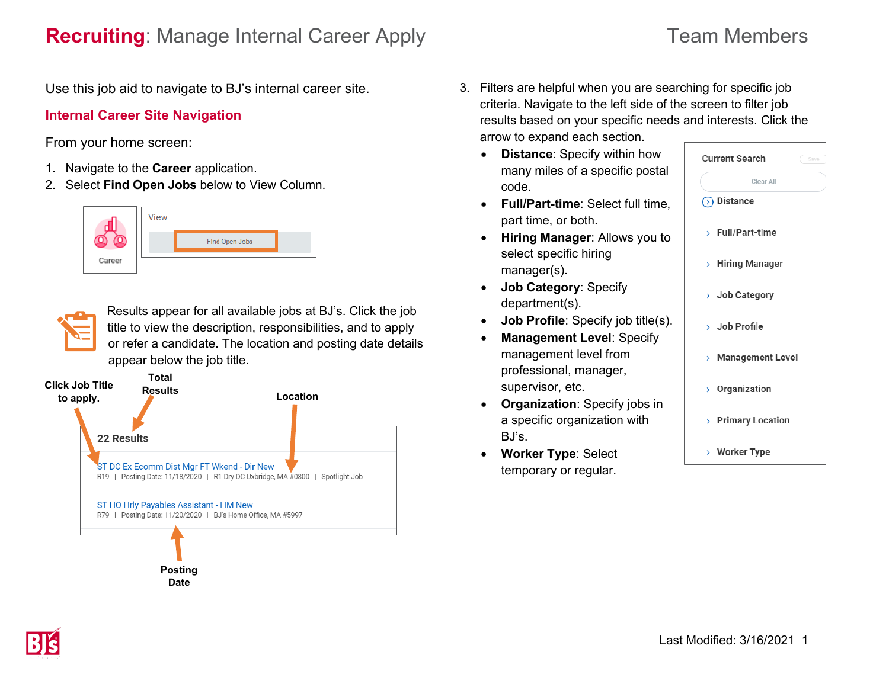# **Recruiting**: Manage Internal Career Apply

Team Members

Use this job aid to navigate to BJ's internal career site.

## Internal Career Site Navigation

From your home screen:

1. Navigate to the **Career** application.
2. Select **Find Open Jobs** below to View Column.

Results appear for all available jobs at BJ's. Click the job title to view the description, responsibilities, and to apply or refer a candidate. The location and posting date details appear below the job title.

3. Filters are helpful when you are searching for specific job criteria. Navigate to the left side of the screen to filter job results based on your specific needs and interests. Click the arrow to expand each section.
   - **Distance**: Specify within how many miles of a specific postal code.
   - **Full/Part-time**: Select full time, part time, or both.
   - **Hiring Manager**: Allows you to select specific hiring manager(s).
   - **Job Category**: Specify department(s).
   - **Job Profile**: Specify job title(s).
   - **Management Level**: Specify management level from professional, manager, supervisor, etc.
   - **Organization**: Specify jobs in a specific organization with BJ's.
   - **Worker Type**: Select temporary or regular.

Last Modified: 3/16/2021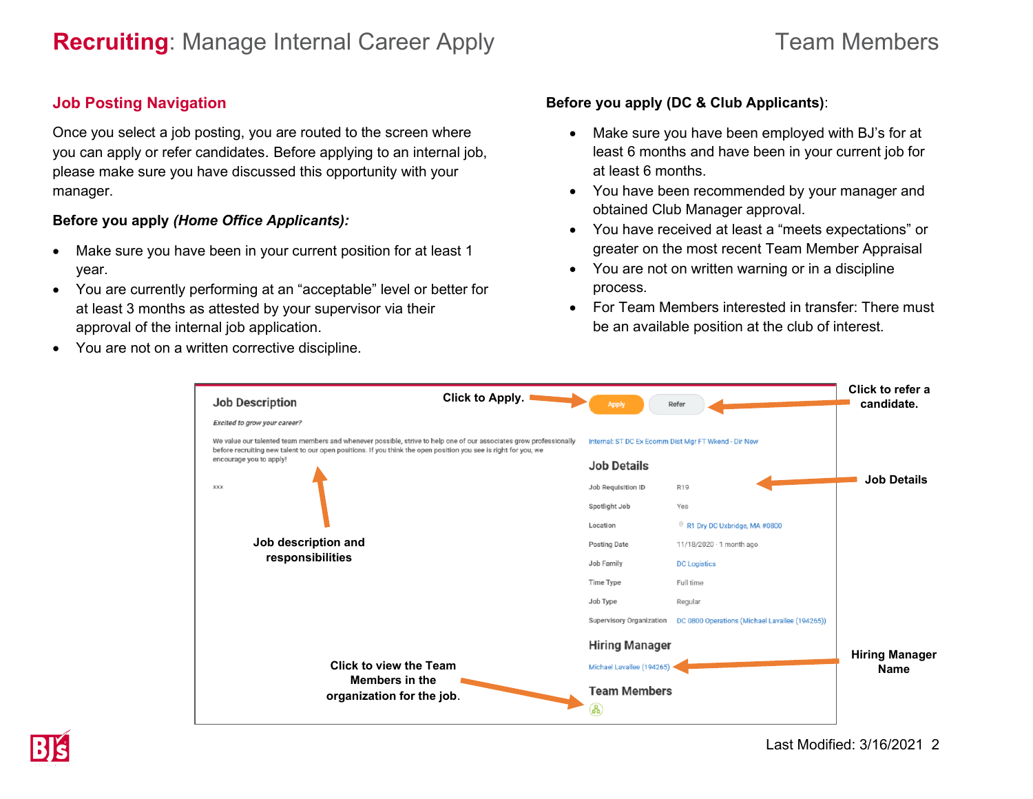# **Recruiting**: Manage Internal Career Apply

## Job Posting Navigation

Once you select a job posting, you are routed to the screen where you can apply or refer candidates. Before applying to an internal job, please make sure you have discussed this opportunity with your manager.

**Before you apply *(Home Office Applicants):***

- Make sure you have been in your current position for at least 1 year.
- You are currently performing at an "acceptable" level or better for at least 3 months as attested by your supervisor via their approval of the internal job application.
- You are not on a written corrective discipline.

**Before you apply (DC & Club Applicants)**:

- Make sure you have been employed with BJ's for at least 6 months and have been in your current job for at least 6 months.
- You have been recommended by your manager and obtained Club Manager approval.
- You have received at least a "meets expectations" or greater on the most recent Team Member Appraisal
- You are not on written warning or in a discipline process.
- For Team Members interested in transfer: There must be an available position at the club of interest.

**Click to Apply.**

**Click to refer a candidate.**

**Job description and responsibilities**

**Job Details**

**Hiring Manager Name**

**Click to view the Team Members in the organization for the job.**

Job Description

*Excited to grow your career?*

We value our talented team members and whenever possible, strive to help one of our associates grow professionally before recruiting new talent to our open positions. If you think the open position you see is right for you, we encourage you to apply!

xxx

Apply | Refer

Internal: ST DC Ex Ecomm Dist Mgr FT Wkend - Dir New

Job Details

| | |
|---|---|
| Job Requisition ID | R19 |
| Spotlight Job | Yes |
| Location | R1 Dry DC Uxbridge, MA #0800 |
| Posting Date | 11/18/2020 · 1 month ago |
| Job Family | DC Logistics |
| Time Type | Full time |
| Job Type | Regular |
| Supervisory Organization | DC 0800 Operations (Michael Lavallee (194265)) |

Hiring Manager

Michael Lavallee (194265)

Team Members

Last Modified: 3/16/2021